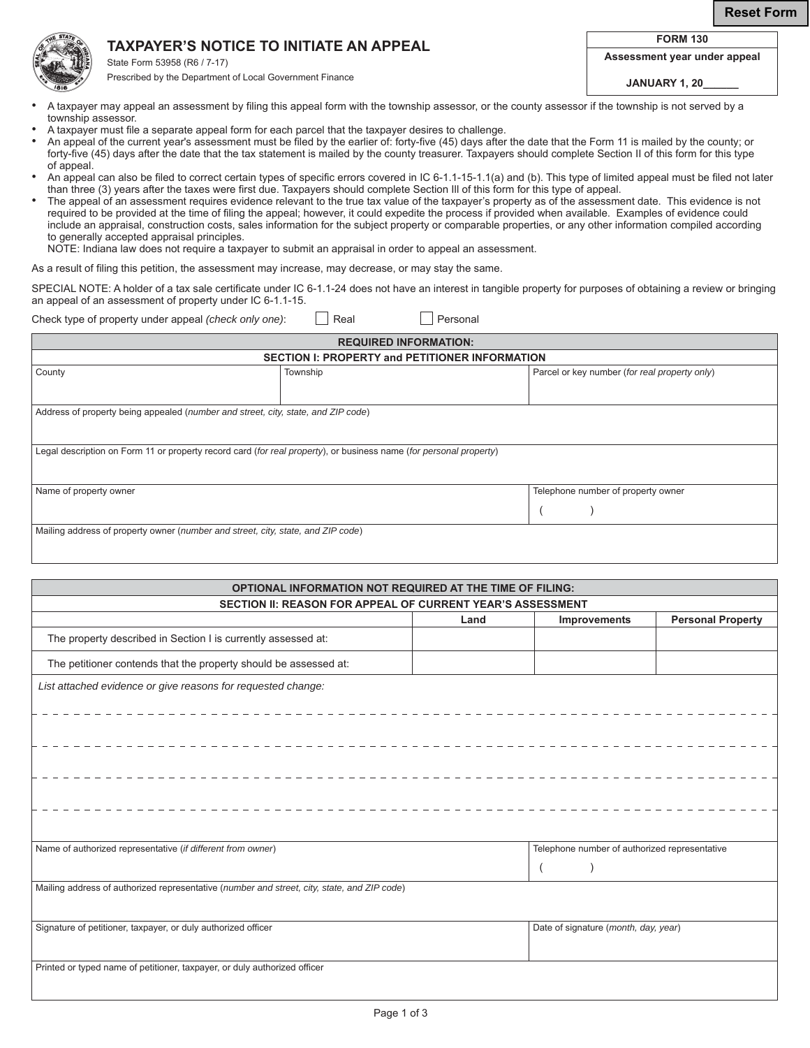# TAXPAYER'S NOTICE TO INITIATE AN APPEAL

State Form 53958 (R6 / 7-17)
Prescribed by the Department of Local Government Finance

| FORM 130 |
|---|
| Assessment year under appeal |
| JANUARY 1, 20______ |

- A taxpayer may appeal an assessment by filing this appeal form with the township assessor, or the county assessor if the township is not served by a township assessor.
- A taxpayer must file a separate appeal form for each parcel that the taxpayer desires to challenge.
- An appeal of the current year's assessment must be filed by the earlier of: forty-five (45) days after the date that the Form 11 is mailed by the county; or forty-five (45) days after the date that the tax statement is mailed by the county treasurer. Taxpayers should complete Section II of this form for this type of appeal.
- An appeal can also be filed to correct certain types of specific errors covered in IC 6-1.1-15-1.1(a) and (b). This type of limited appeal must be filed not later than three (3) years after the taxes were first due. Taxpayers should complete Section III of this form for this type of appeal.
- The appeal of an assessment requires evidence relevant to the true tax value of the taxpayer's property as of the assessment date. This evidence is not required to be provided at the time of filing the appeal; however, it could expedite the process if provided when available. Examples of evidence could include an appraisal, construction costs, sales information for the subject property or comparable properties, or any other information compiled according to generally accepted appraisal principles.
  NOTE: Indiana law does not require a taxpayer to submit an appraisal in order to appeal an assessment.

As a result of filing this petition, the assessment may increase, may decrease, or may stay the same.

SPECIAL NOTE: A holder of a tax sale certificate under IC 6-1.1-24 does not have an interest in tangible property for purposes of obtaining a review or bringing an appeal of an assessment of property under IC 6-1.1-15.

Check type of property under appeal *(check only one)*: ☐ Real ☐ Personal

## REQUIRED INFORMATION:

### SECTION I: PROPERTY and PETITIONER INFORMATION

| County | Township | Parcel or key number (*for real property only*) |
|---|---|---|
| | | |

| Address of property being appealed (*number and street, city, state, and ZIP code*) |
|---|
| |

| Legal description on Form 11 or property record card (*for real property*), or business name (*for personal property*) |
|---|
| |

| Name of property owner | Telephone number of property owner |
|---|---|
| | ( ) |

| Mailing address of property owner (*number and street, city, state, and ZIP code*) |
|---|
| |

## OPTIONAL INFORMATION NOT REQUIRED AT THE TIME OF FILING:

### SECTION II: REASON FOR APPEAL OF CURRENT YEAR'S ASSESSMENT

| | Land | Improvements | Personal Property |
|---|---|---|---|
| The property described in Section I is currently assessed at: | | | |
| The petitioner contends that the property should be assessed at: | | | |

*List attached evidence or give reasons for requested change:*

| Name of authorized representative (*if different from owner*) | Telephone number of authorized representative |
|---|---|
| | ( ) |

| Mailing address of authorized representative (*number and street, city, state, and ZIP code*) |
|---|
| |

| Signature of petitioner, taxpayer, or duly authorized officer | Date of signature (*month, day, year*) |
|---|---|
| | |

| Printed or typed name of petitioner, taxpayer, or duly authorized officer |
|---|
| |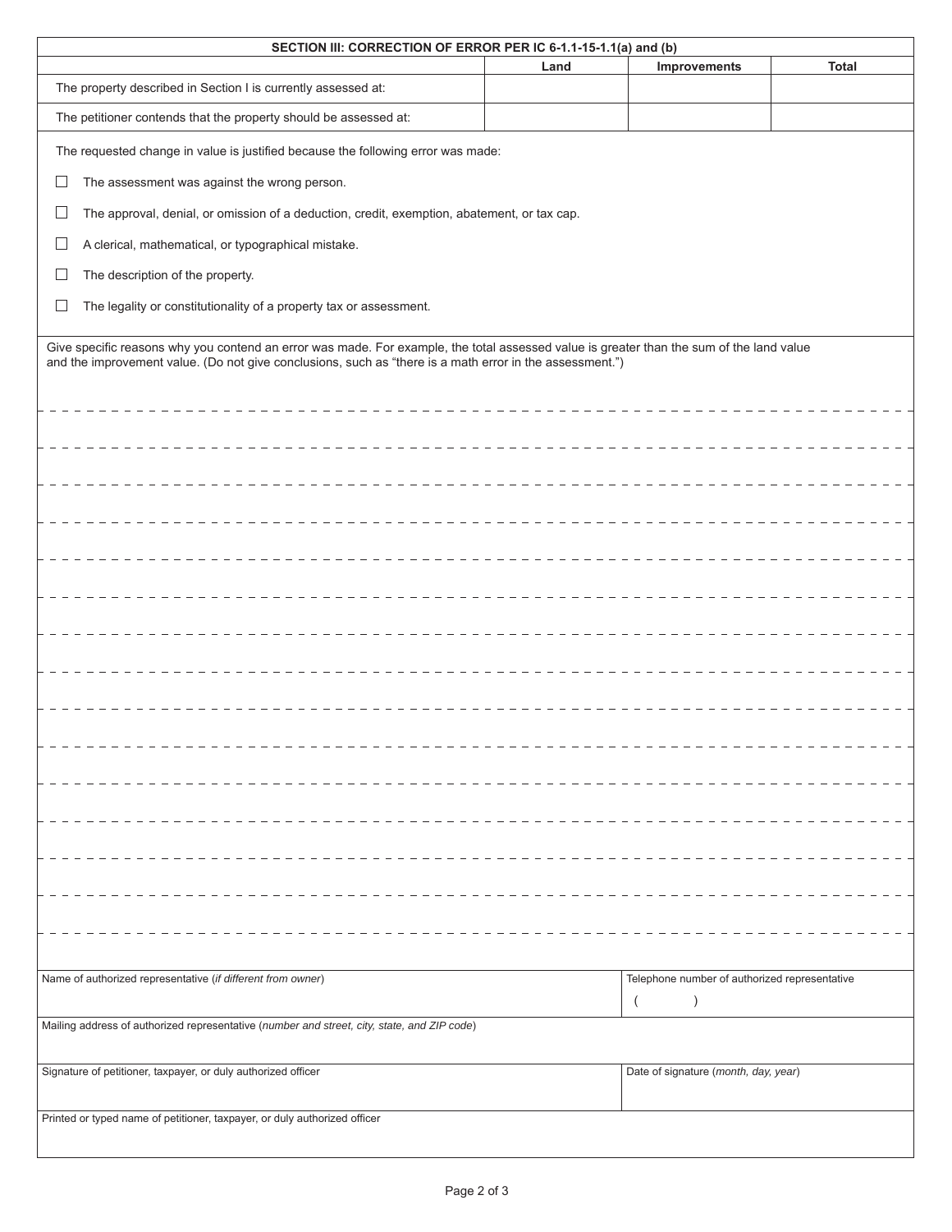## SECTION III: CORRECTION OF ERROR PER IC 6-1.1-15-1.1(a) and (b)

| | Land | Improvements | Total |
|---|---|---|---|
| The property described in Section I is currently assessed at: | | | |
| The petitioner contends that the property should be assessed at: | | | |

The requested change in value is justified because the following error was made:

- ☐ The assessment was against the wrong person.
- ☐ The approval, denial, or omission of a deduction, credit, exemption, abatement, or tax cap.
- ☐ A clerical, mathematical, or typographical mistake.
- ☐ The description of the property.
- ☐ The legality or constitutionality of a property tax or assessment.

Give specific reasons why you contend an error was made. For example, the total assessed value is greater than the sum of the land value and the improvement value. (Do not give conclusions, such as “there is a math error in the assessment.”)

| Name of authorized representative (*if different from owner*) | Telephone number of authorized representative ( ) |
|---|---|
| Mailing address of authorized representative (*number and street, city, state, and ZIP code*) | |
| Signature of petitioner, taxpayer, or duly authorized officer | Date of signature (*month, day, year*) |
| Printed or typed name of petitioner, taxpayer, or duly authorized officer | |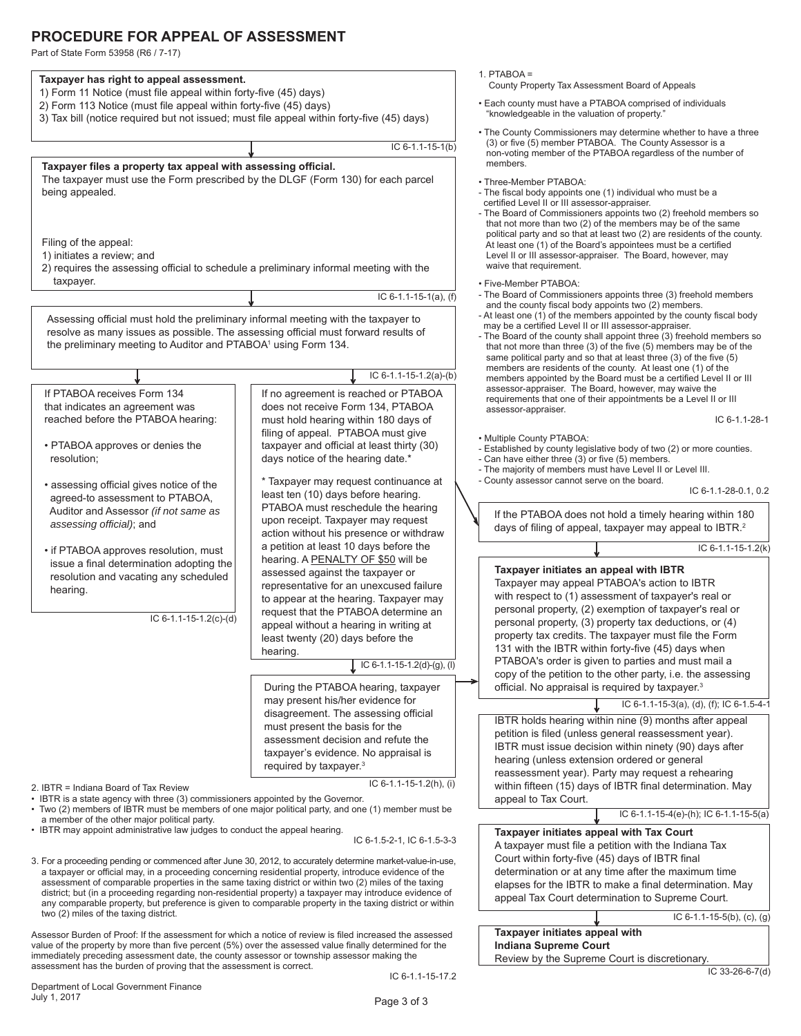# PROCEDURE FOR APPEAL OF ASSESSMENT

Part of State Form 53958 (R6 / 7-17)

**Taxpayer has right to appeal assessment.**

1) Form 11 Notice (must file appeal within forty-five (45) days)
2) Form 113 Notice (must file appeal within forty-five (45) days)
3) Tax bill (notice required but not issued; must file appeal within forty-five (45) days)

IC 6-1.1-15-1(b)

**Taxpayer files a property tax appeal with assessing official.**

The taxpayer must use the Form prescribed by the DLGF (Form 130) for each parcel being appealed.

Filing of the appeal:
1) initiates a review; and
2) requires the assessing official to schedule a preliminary informal meeting with the taxpayer.

IC 6-1.1-15-1(a), (f)

Assessing official must hold the preliminary informal meeting with the taxpayer to resolve as many issues as possible. The assessing official must forward results of the preliminary meeting to Auditor and PTABOA[1] using Form 134.

IC 6-1.1-15-1.2(a)-(b)

If PTABOA receives Form 134 that indicates an agreement was reached before the PTABOA hearing:

- PTABOA approves or denies the resolution;
- assessing official gives notice of the agreed-to assessment to PTABOA, Auditor and Assessor *(if not same as assessing official)*; and
- if PTABOA approves resolution, must issue a final determination adopting the resolution and vacating any scheduled hearing.

IC 6-1.1-15-1.2(c)-(d)

If no agreement is reached or PTABOA does not receive Form 134, PTABOA must hold hearing within 180 days of filing of appeal. PTABOA must give taxpayer and official at least thirty (30) days notice of the hearing date.*

* Taxpayer may request continuance at least ten (10) days before hearing. PTABOA must reschedule the hearing upon receipt. Taxpayer may request action without his presence or withdraw a petition at least 10 days before the hearing. A PENALTY OF $50 will be assessed against the taxpayer or representative for an unexcused failure to appear at the hearing. Taxpayer may request that the PTABOA determine an appeal without a hearing in writing at least twenty (20) days before the hearing.

IC 6-1.1-15-1.2(d)-(g), (l)

During the PTABOA hearing, taxpayer may present his/her evidence for disagreement. The assessing official must present the basis for the assessment decision and refute the taxpayer's evidence. No appraisal is required by taxpayer.[3]

IC 6-1.1-15-1.2(h), (i)

If the PTABOA does not hold a timely hearing within 180 days of filing of appeal, taxpayer may appeal to IBTR.[2]

IC 6-1.1-15-1.2(k)

**Taxpayer initiates an appeal with IBTR**

Taxpayer may appeal PTABOA's action to IBTR with respect to (1) assessment of taxpayer's real or personal property, (2) exemption of taxpayer's real or personal property, (3) property tax deductions, or (4) property tax credits. The taxpayer must file the Form 131 with the IBTR within forty-five (45) days when PTABOA's order is given to parties and must mail a copy of the petition to the other party, i.e. the assessing official. No appraisal is required by taxpayer.[3]

IC 6-1.1-15-3(a), (d), (f); IC 6-1.5-4-1

IBTR holds hearing within nine (9) months after appeal petition is filed (unless general reassessment year). IBTR must issue decision within ninety (90) days after hearing (unless extension ordered or general reassessment year). Party may request a rehearing within fifteen (15) days of IBTR final determination. May appeal to Tax Court.

IC 6-1.1-15-4(e)-(h); IC 6-1.1-15-5(a)

**Taxpayer initiates appeal with Tax Court**

A taxpayer must file a petition with the Indiana Tax Court within forty-five (45) days of IBTR final determination or at any time after the maximum time elapses for the IBTR to make a final determination. May appeal Tax Court determination to Supreme Court.

IC 6-1.1-15-5(b), (c), (g)

**Taxpayer initiates appeal with Indiana Supreme Court**

Review by the Supreme Court is discretionary.

IC 33-26-6-7(d)

---

1. PTABOA = County Property Tax Assessment Board of Appeals

- Each county must have a PTABOA comprised of individuals "knowledgeable in the valuation of property."
- The County Commissioners may determine whether to have a three (3) or five (5) member PTABOA. The County Assessor is a non-voting member of the PTABOA regardless of the number of members.
- Three-Member PTABOA:
  - The fiscal body appoints one (1) individual who must be a certified Level II or III assessor-appraiser.
  - The Board of Commissioners appoints two (2) freehold members so that not more than two (2) of the members may be of the same political party and so that at least two (2) are residents of the county. At least one (1) of the Board's appointees must be a certified Level II or III assessor-appraiser. The Board, however, may waive that requirement.
- Five-Member PTABOA:
  - The Board of Commissioners appoints three (3) freehold members and the county fiscal body appoints two (2) members.
  - At least one (1) of the members appointed by the county fiscal body may be a certified Level II or III assessor-appraiser.
  - The Board of the county shall appoint three (3) freehold members so that not more than three (3) of the five (5) members may be of the same political party and so that at least three (3) of the five (5) members are residents of the county. At least one (1) of the members appointed by the Board must be a certified Level II or III assessor-appraiser. The Board, however, may waive the requirements that one of their appointments be a Level II or III assessor-appraiser.

IC 6-1.1-28-1

- Multiple County PTABOA:
  - Established by county legislative body of two (2) or more counties.
  - Can have either three (3) or five (5) members.
  - The majority of members must have Level II or Level III.
  - County assessor cannot serve on the board.

IC 6-1.1-28-0.1, 0.2

2. IBTR = Indiana Board of Tax Review

- IBTR is a state agency with three (3) commissioners appointed by the Governor.
- Two (2) members of IBTR must be members of one major political party, and one (1) member must be a member of the other major political party.
- IBTR may appoint administrative law judges to conduct the appeal hearing.

IC 6-1.5-2-1, IC 6-1.5-3-3

3. For a proceeding pending or commenced after June 30, 2012, to accurately determine market-value-in-use, a taxpayer or official may, in a proceeding concerning residential property, introduce evidence of the assessment of comparable properties in the same taxing district or within two (2) miles of the taxing district; but (in a proceeding regarding non-residential property) a taxpayer may introduce evidence of any comparable property, but preference is given to comparable property in the taxing district or within two (2) miles of the taxing district.

Assessor Burden of Proof: If the assessment for which a notice of review is filed increased the assessed value of the property by more than five percent (5%) over the assessed value finally determined for the immediately preceding assessment date, the county assessor or township assessor making the assessment has the burden of proving that the assessment is correct.

IC 6-1.1-15-17.2

Department of Local Government Finance
July 1, 2017